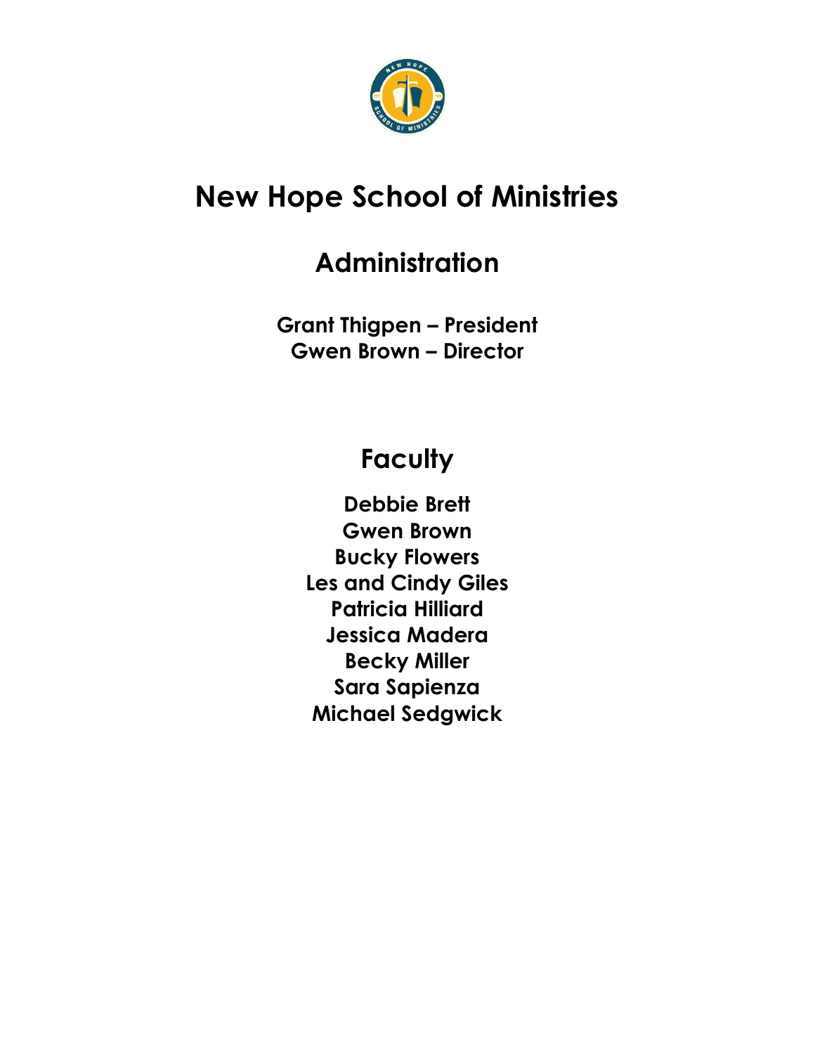# New Hope School of Ministries

## Administration

**Grant Thigpen – President**
**Gwen Brown – Director**

## Faculty

**Debbie Brett**
**Gwen Brown**
**Bucky Flowers**
**Les and Cindy Giles**
**Patricia Hilliard**
**Jessica Madera**
**Becky Miller**
**Sara Sapienza**
**Michael Sedgwick**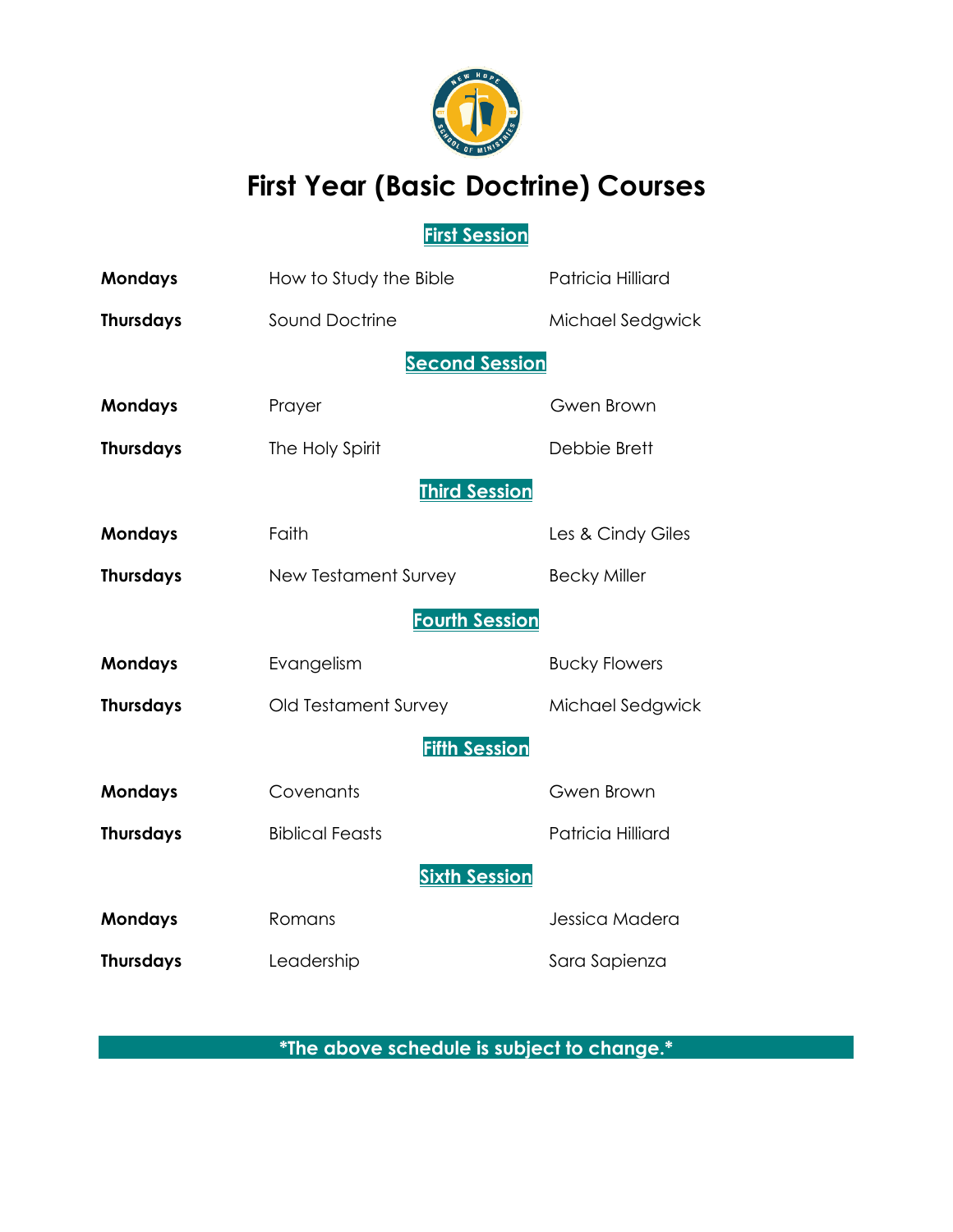# First Year (Basic Doctrine) Courses

## First Session

| | | |
|---|---|---|
| **Mondays** | How to Study the Bible | Patricia Hilliard |
| **Thursdays** | Sound Doctrine | Michael Sedgwick |

## Second Session

| | | |
|---|---|---|
| **Mondays** | Prayer | Gwen Brown |
| **Thursdays** | The Holy Spirit | Debbie Brett |

## Third Session

| | | |
|---|---|---|
| **Mondays** | Faith | Les & Cindy Giles |
| **Thursdays** | New Testament Survey | Becky Miller |

## Fourth Session

| | | |
|---|---|---|
| **Mondays** | Evangelism | Bucky Flowers |
| **Thursdays** | Old Testament Survey | Michael Sedgwick |

## Fifth Session

| | | |
|---|---|---|
| **Mondays** | Covenants | Gwen Brown |
| **Thursdays** | Biblical Feasts | Patricia Hilliard |

## Sixth Session

| | | |
|---|---|---|
| **Mondays** | Romans | Jessica Madera |
| **Thursdays** | Leadership | Sara Sapienza |

***The above schedule is subject to change.***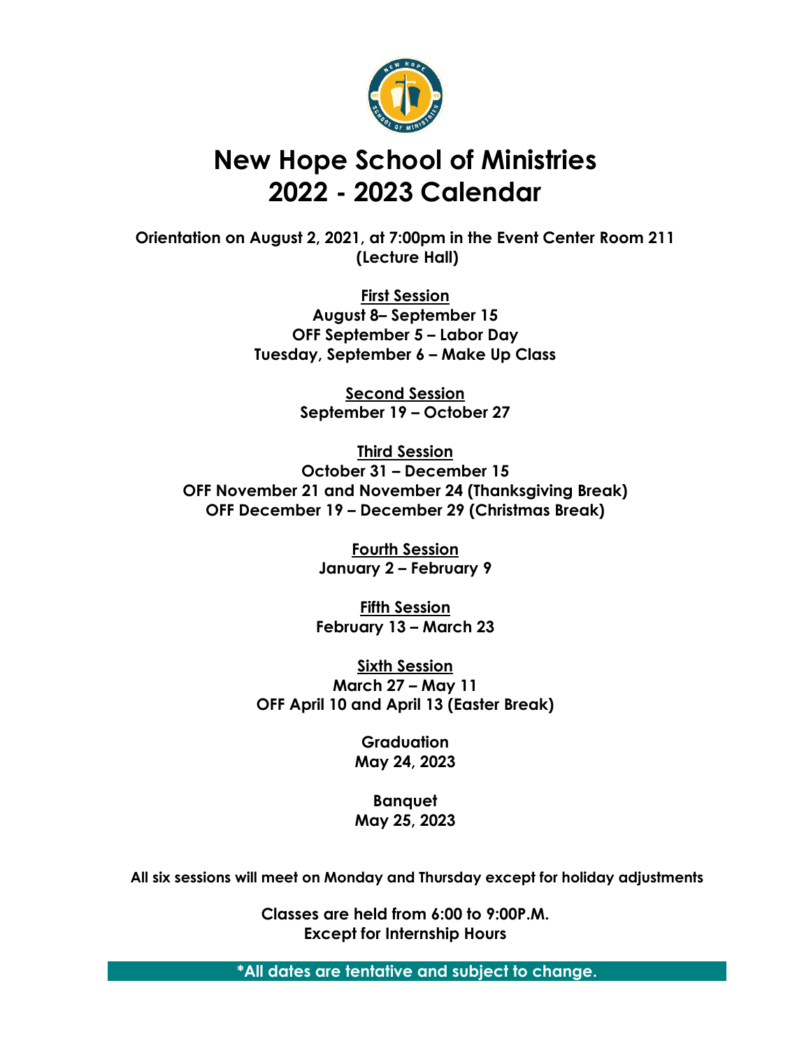# New Hope School of Ministries
# 2022 - 2023 Calendar

**Orientation on August 2, 2021, at 7:00pm in the Event Center Room 211 (Lecture Hall)**

**First Session**
**August 8– September 15**
**OFF September 5 – Labor Day**
**Tuesday, September 6 – Make Up Class**

**Second Session**
**September 19 – October 27**

**Third Session**
**October 31 – December 15**
**OFF November 21 and November 24 (Thanksgiving Break)**
**OFF December 19 – December 29 (Christmas Break)**

**Fourth Session**
**January 2 – February 9**

**Fifth Session**
**February 13 – March 23**

**Sixth Session**
**March 27 – May 11**
**OFF April 10 and April 13 (Easter Break)**

**Graduation**
**May 24, 2023**

**Banquet**
**May 25, 2023**

**All six sessions will meet on Monday and Thursday except for holiday adjustments**

**Classes are held from 6:00 to 9:00P.M.**
**Except for Internship Hours**

**\*All dates are tentative and subject to change.**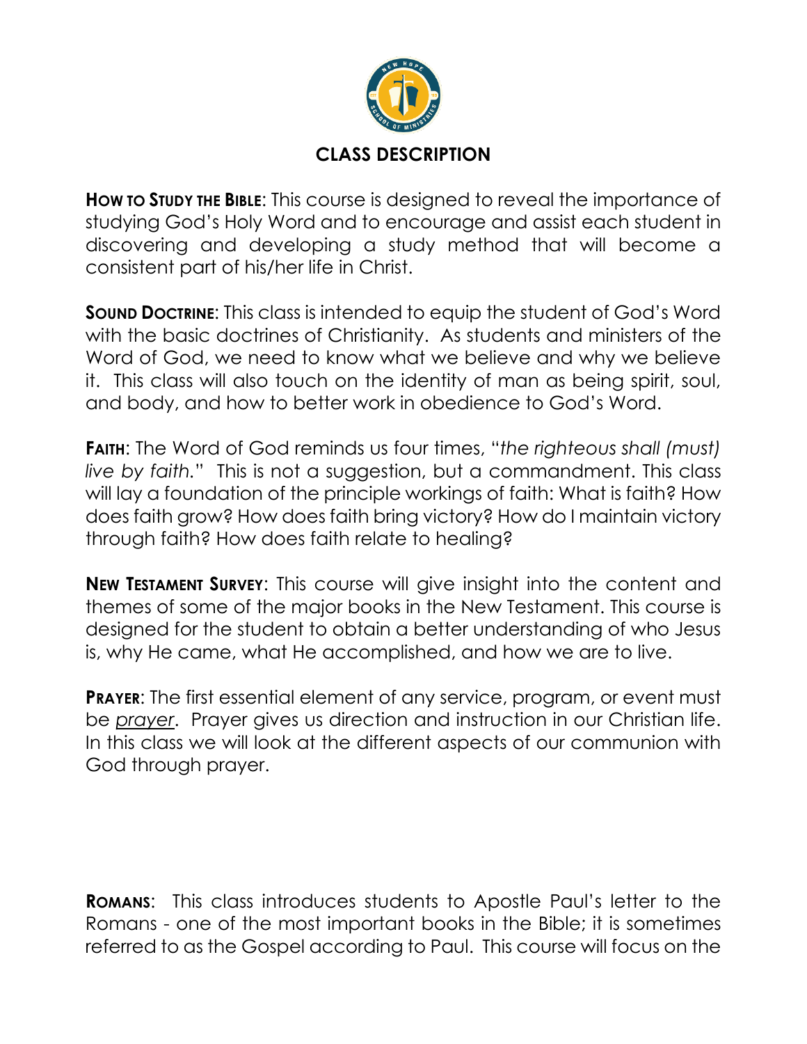## CLASS DESCRIPTION

**How to Study the Bible**: This course is designed to reveal the importance of studying God's Holy Word and to encourage and assist each student in discovering and developing a study method that will become a consistent part of his/her life in Christ.

**Sound Doctrine**: This class is intended to equip the student of God's Word with the basic doctrines of Christianity. As students and ministers of the Word of God, we need to know what we believe and why we believe it. This class will also touch on the identity of man as being spirit, soul, and body, and how to better work in obedience to God's Word.

**Faith**: The Word of God reminds us four times, "*the righteous shall (must) live by faith.*" This is not a suggestion, but a commandment. This class will lay a foundation of the principle workings of faith: What is faith? How does faith grow? How does faith bring victory? How do I maintain victory through faith? How does faith relate to healing?

**New Testament Survey**: This course will give insight into the content and themes of some of the major books in the New Testament. This course is designed for the student to obtain a better understanding of who Jesus is, why He came, what He accomplished, and how we are to live.

**Prayer**: The first essential element of any service, program, or event must be *prayer*. Prayer gives us direction and instruction in our Christian life. In this class we will look at the different aspects of our communion with God through prayer.

**Romans**: This class introduces students to Apostle Paul's letter to the Romans - one of the most important books in the Bible; it is sometimes referred to as the Gospel according to Paul. This course will focus on the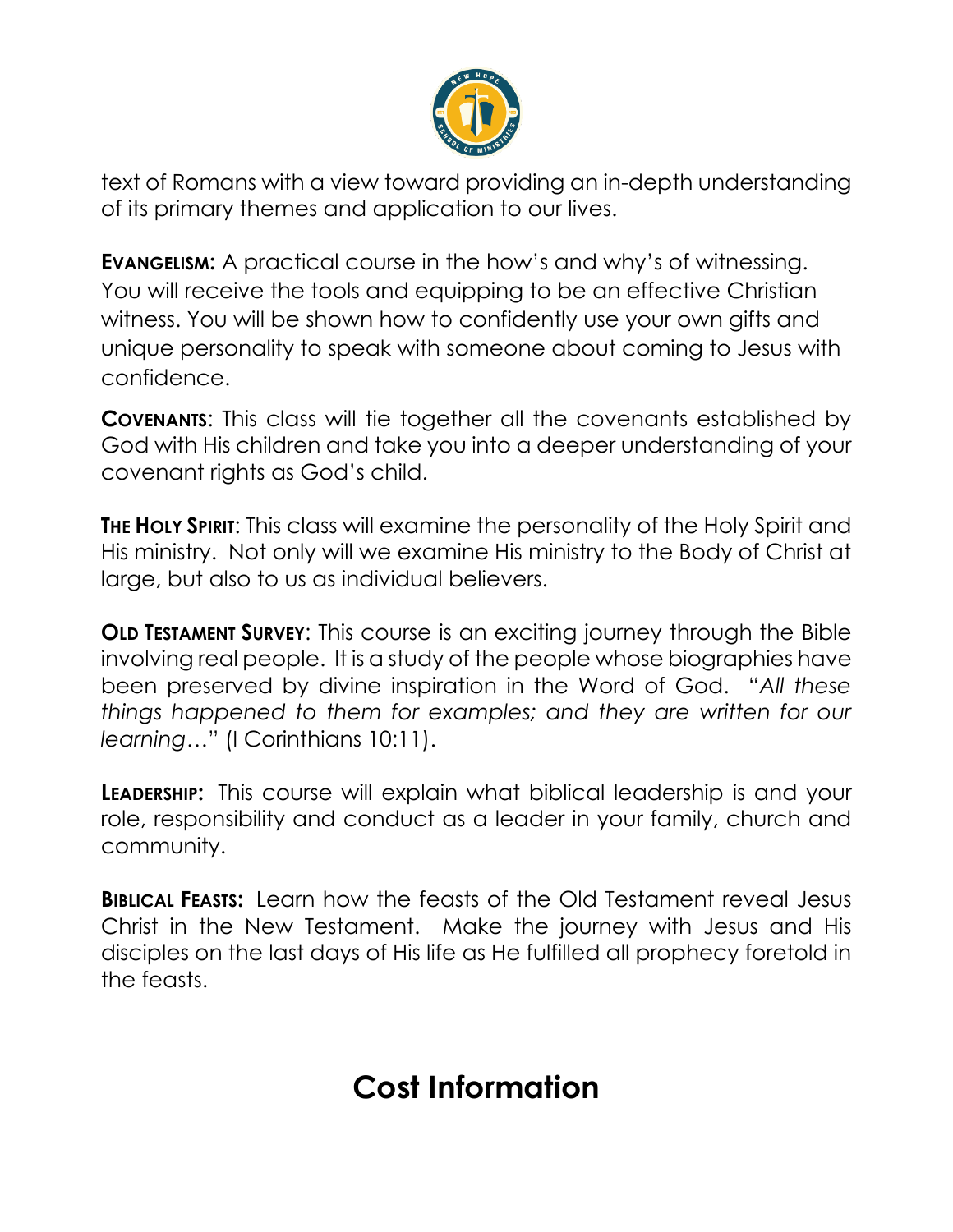text of Romans with a view toward providing an in-depth understanding of its primary themes and application to our lives.

**EVANGELISM:** A practical course in the how's and why's of witnessing. You will receive the tools and equipping to be an effective Christian witness. You will be shown how to confidently use your own gifts and unique personality to speak with someone about coming to Jesus with confidence.

**COVENANTS**: This class will tie together all the covenants established by God with His children and take you into a deeper understanding of your covenant rights as God's child.

**THE HOLY SPIRIT**: This class will examine the personality of the Holy Spirit and His ministry. Not only will we examine His ministry to the Body of Christ at large, but also to us as individual believers.

**OLD TESTAMENT SURVEY**: This course is an exciting journey through the Bible involving real people. It is a study of the people whose biographies have been preserved by divine inspiration in the Word of God. "*All these things happened to them for examples; and they are written for our learning*…" (I Corinthians 10:11).

**LEADERSHIP:** This course will explain what biblical leadership is and your role, responsibility and conduct as a leader in your family, church and community.

**BIBLICAL FEASTS:** Learn how the feasts of the Old Testament reveal Jesus Christ in the New Testament. Make the journey with Jesus and His disciples on the last days of His life as He fulfilled all prophecy foretold in the feasts.

# Cost Information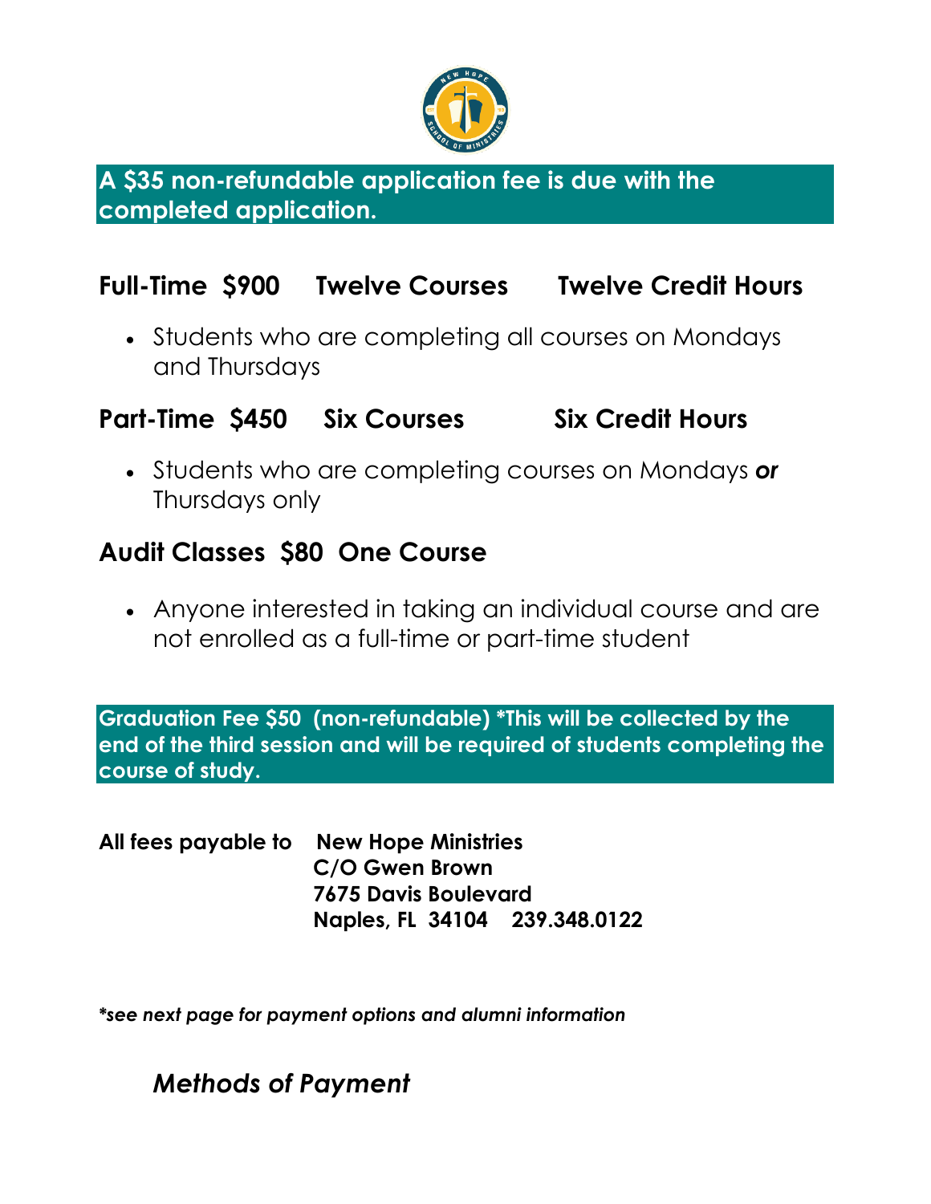**A $35 non-refundable application fee is due with the completed application.**

## Full-Time $900 Twelve Courses Twelve Credit Hours

- Students who are completing all courses on Mondays and Thursdays

## Part-Time $450 Six Courses Six Credit Hours

- Students who are completing courses on Mondays ***or*** Thursdays only

## Audit Classes $80 One Course

- Anyone interested in taking an individual course and are not enrolled as a full-time or part-time student

**Graduation Fee $50 (non-refundable) *This will be collected by the end of the third session and will be required of students completing the course of study.**

**All fees payable to New Hope Ministries**
**C/O Gwen Brown**
**7675 Davis Boulevard**
**Naples, FL 34104 239.348.0122**

***see next page for payment options and alumni information***

## *Methods of Payment*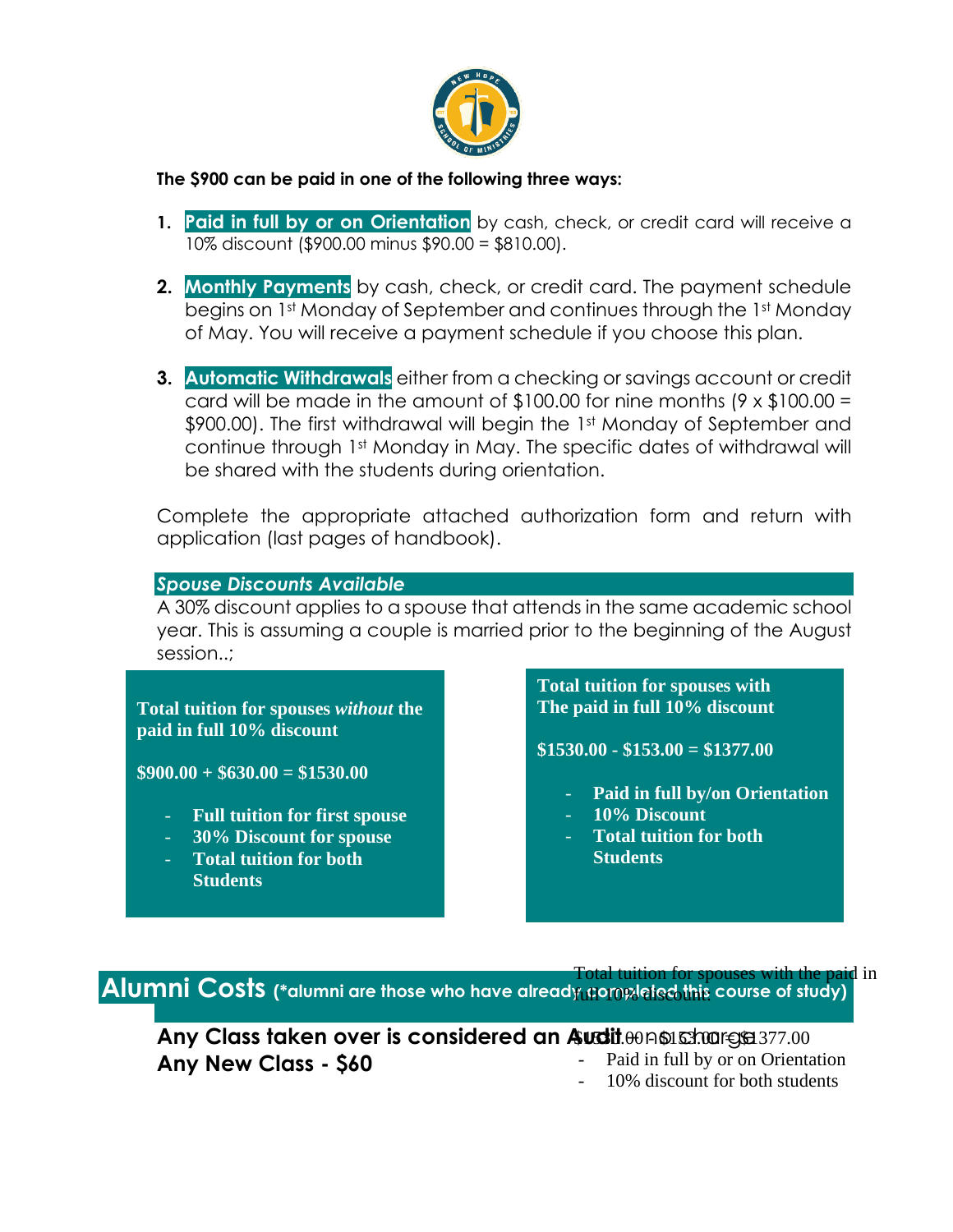**The $900 can be paid in one of the following three ways:**

1. **Paid in full by or on Orientation** by cash, check, or credit card will receive a 10% discount ($900.00 minus $90.00 = $810.00).

2. **Monthly Payments** by cash, check, or credit card. The payment schedule begins on 1st Monday of September and continues through the 1st Monday of May. You will receive a payment schedule if you choose this plan.

3. **Automatic Withdrawals** either from a checking or savings account or credit card will be made in the amount of $100.00 for nine months (9 x $100.00 = $900.00). The first withdrawal will begin the 1st Monday of September and continue through 1st Monday in May. The specific dates of withdrawal will be shared with the students during orientation.

Complete the appropriate attached authorization form and return with application (last pages of handbook).

***Spouse Discounts Available***

A 30% discount applies to a spouse that attends in the same academic school year. This is assuming a couple is married prior to the beginning of the August session..;

**Total tuition for spouses *without* the paid in full 10% discount**

**$900.00 + $630.00 = $1530.00**

- **Full tuition for first spouse**
- **30% Discount for spouse**
- **Total tuition for both Students**

**Total tuition for spouses with The paid in full 10% discount**

**$1530.00 - $153.00 = $1377.00**

- **Paid in full by/on Orientation**
- **10% Discount**
- **Total tuition for both Students**

Total tuition for spouses with the paid in full 10% discount.

$1530.00 - $153.00 = $1377.00

- Paid in full by or on Orientation
- 10% discount for both students

## Alumni Costs (*alumni are those who have already completed this course of study)

**Any Class taken over is considered an Audit - no charge**

**Any New Class - $60**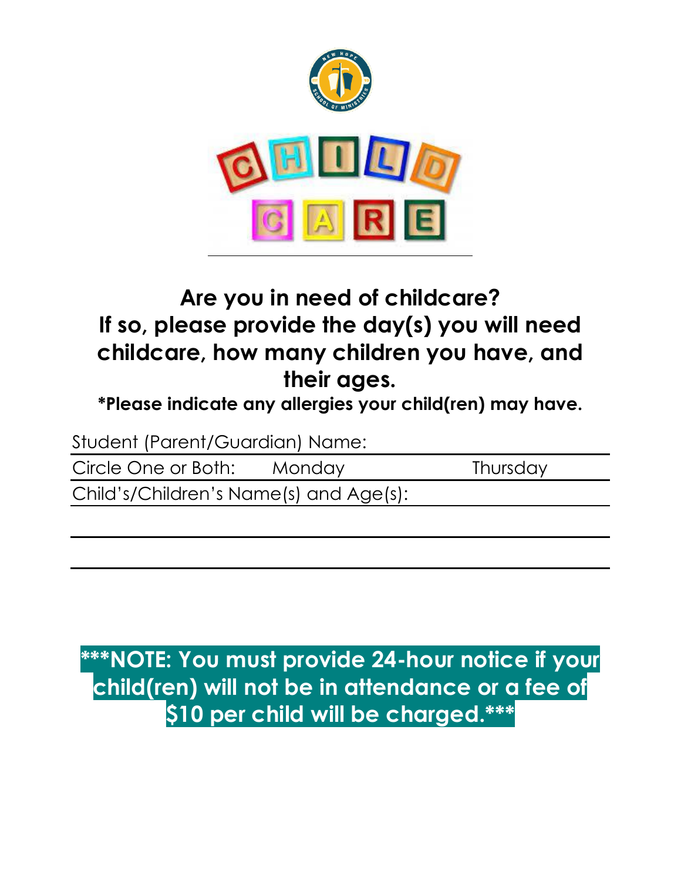# CHILD CARE

## Are you in need of childcare? If so, please provide the day(s) you will need childcare, how many children you have, and their ages.

**\*Please indicate any allergies your child(ren) may have.**

Student (Parent/Guardian) Name: ______________________________

Circle One or Both:    Monday    Thursday

Child's/Children's Name(s) and Age(s): ______________________________

______________________________

______________________________

**\*\*\*NOTE: You must provide 24-hour notice if your child(ren) will not be in attendance or a fee of $10 per child will be charged.\*\*\***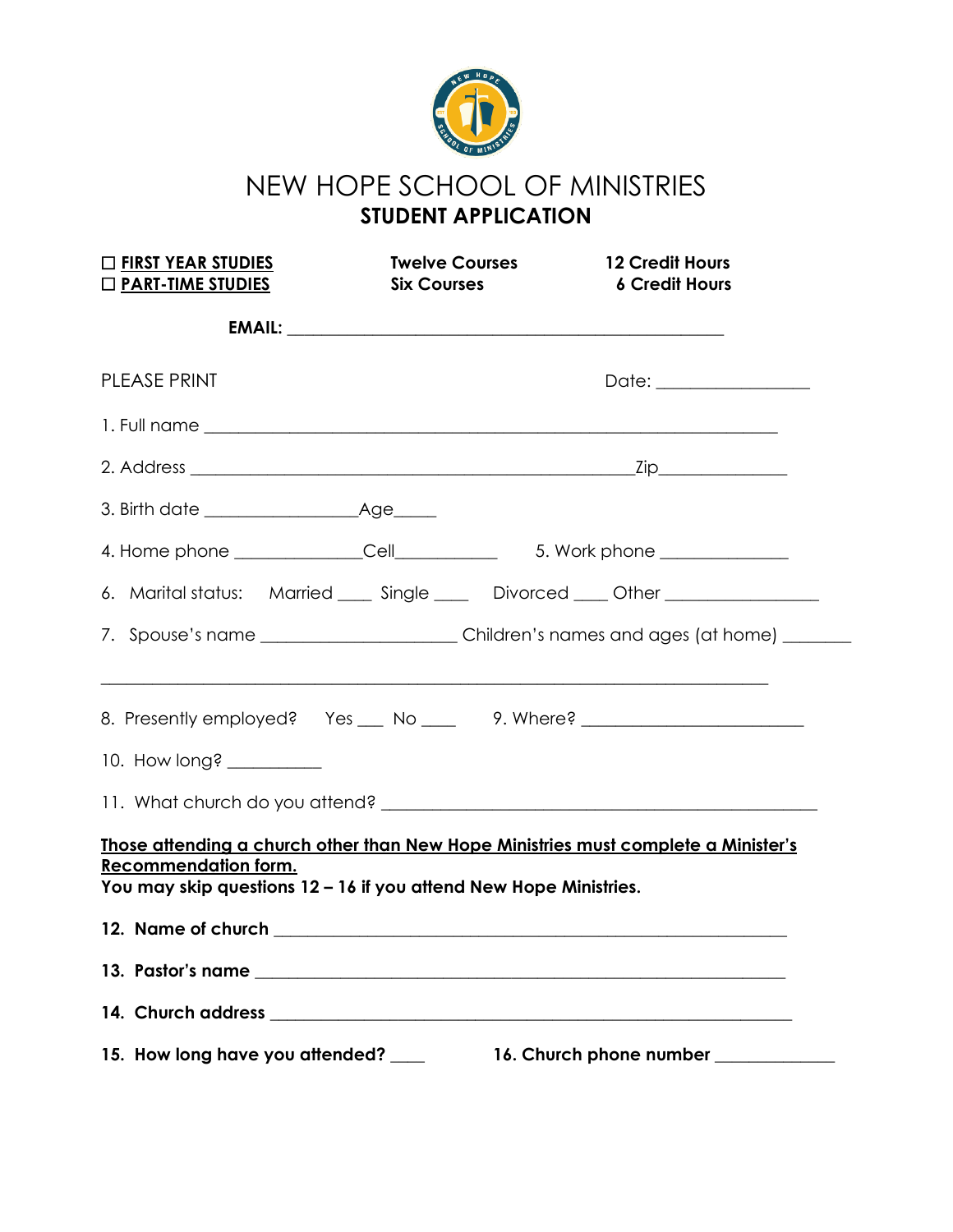# NEW HOPE SCHOOL OF MINISTRIES

## STUDENT APPLICATION

| | | |
|---|---|---|
| ☐ **FIRST YEAR STUDIES** | **Twelve Courses** | **12 Credit Hours** |
| ☐ **PART-TIME STUDIES** | **Six Courses** | **6 Credit Hours** |

**EMAIL:** ___________________________________________________

PLEASE PRINT                                                                 Date: _________________

1. Full name ________________________________________________________________

2. Address ___________________________________________________Zip______________

3. Birth date _________________Age_____

4. Home phone ______________Cell___________     5. Work phone ______________

6. Marital status:   Married ____  Single ____   Divorced ____ Other _________________

7. Spouse's name _____________________ Children's names and ages (at home) ________

___________________________________________________________________________

8. Presently employed?   Yes ___  No ____     9. Where? _________________________

10. How long? ___________

11. What church do you attend? ________________________________________________

**Those attending a church other than New Hope Ministries must complete a Minister's Recommendation form.**

**You may skip questions 12 – 16 if you attend New Hope Ministries.**

**12. Name of church** _________________________________________________________

**13. Pastor's name** __________________________________________________________

**14. Church address** _________________________________________________________

**15. How long have you attended?** ____          **16. Church phone number** _____________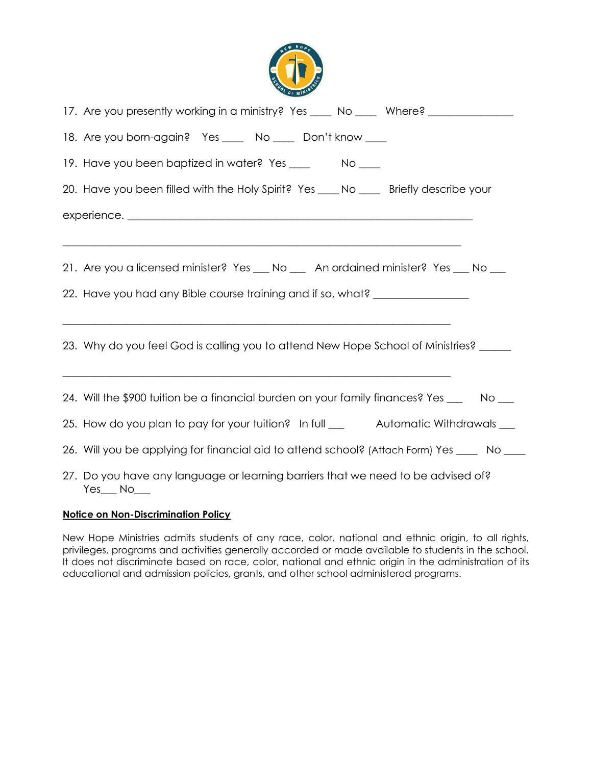17. Are you presently working in a ministry? Yes ____ No ____ Where? ________________

18. Are you born-again? Yes ____ No ____ Don't know ____

19. Have you been baptized in water? Yes ____ No ____

20. Have you been filled with the Holy Spirit? Yes ____ No ____ Briefly describe your experience. ______________________________________________________________

______________________________________________________________________________

21. Are you a licensed minister? Yes ___ No ___ An ordained minister? Yes ___ No ___

22. Have you had any Bible course training and if so, what? __________________

______________________________________________________________________________

23. Why do you feel God is calling you to attend New Hope School of Ministries? ______

______________________________________________________________________________

24. Will the $900 tuition be a financial burden on your family finances? Yes ___ No ___

25. How do you plan to pay for your tuition? In full ___ Automatic Withdrawals ___

26. Will you be applying for financial aid to attend school? (Attach Form) Yes ____ No ____

27. Do you have any language or learning barriers that we need to be advised of? Yes___ No___

**Notice on Non-Discrimination Policy**

New Hope Ministries admits students of any race, color, national and ethnic origin, to all rights, privileges, programs and activities generally accorded or made available to students in the school. It does not discriminate based on race, color, national and ethnic origin in the administration of its educational and admission policies, grants, and other school administered programs.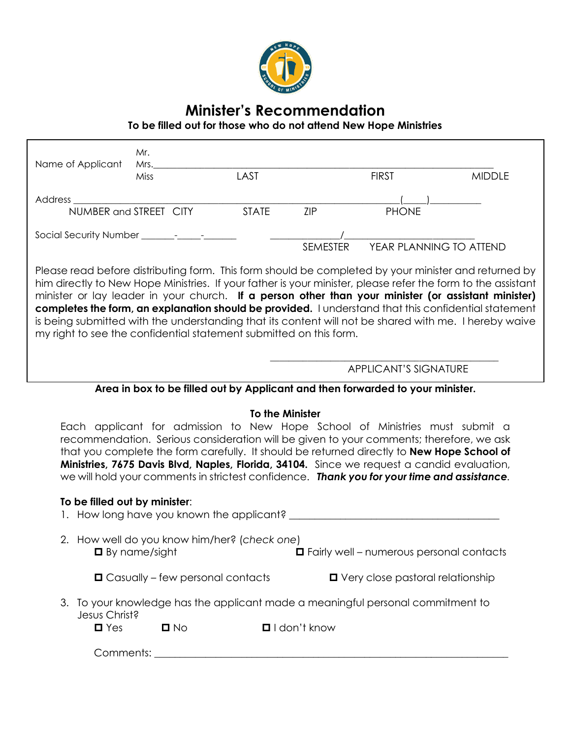# Minister's Recommendation

**To be filled out for those who do not attend New Hope Ministries**

Name of Applicant Mr. Mrs. Miss ______________________________________________
LAST FIRST MIDDLE

Address ______________________________________________(____)__________
NUMBER and STREET CITY STATE ZIP PHONE

Social Security Number _______-_____-_______ _____________/________________________
SEMESTER YEAR PLANNING TO ATTEND

Please read before distributing form. This form should be completed by your minister and returned by him directly to New Hope Ministries. If your father is your minister, please refer the form to the assistant minister or lay leader in your church. **If a person other than your minister (or assistant minister) completes the form, an explanation should be provided.** I understand that this confidential statement is being submitted with the understanding that its content will not be shared with me. I hereby waive my right to see the confidential statement submitted on this form.

__________________________________________
APPLICANT'S SIGNATURE

**Area in box to be filled out by Applicant and then forwarded to your minister.**

**To the Minister**

Each applicant for admission to New Hope School of Ministries must submit a recommendation. Serious consideration will be given to your comments; therefore, we ask that you complete the form carefully. It should be returned directly to **New Hope School of Ministries, 7675 Davis Blvd, Naples, Florida, 34104.** Since we request a candid evaluation, we will hold your comments in strictest confidence. ***Thank you for your time and assistance***.

**To be filled out by minister**:

1. How long have you known the applicant? ________________________________________

2. How well do you know him/her? (*check one*)
   - ☐ By name/sight
   - ☐ Fairly well – numerous personal contacts
   - ☐ Casually – few personal contacts
   - ☐ Very close pastoral relationship

3. To your knowledge has the applicant made a meaningful personal commitment to Jesus Christ?
   - ☐ Yes ☐ No ☐ I don't know

   Comments: ____________________________________________________________________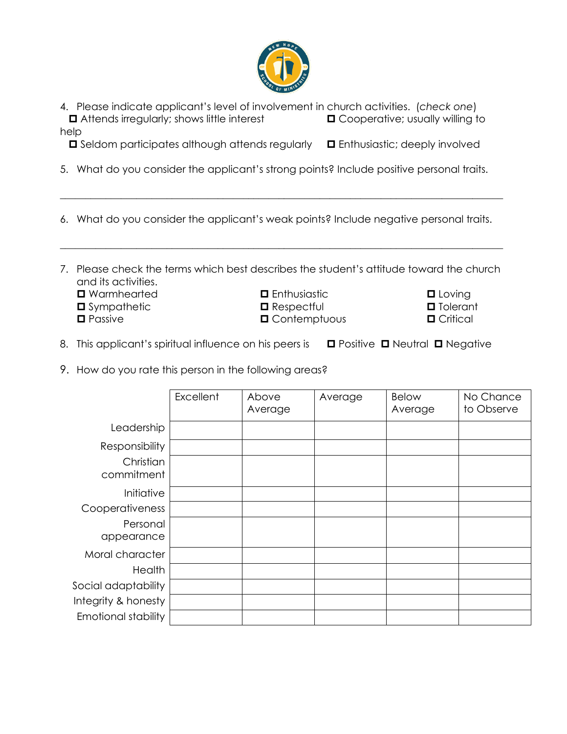4. Please indicate applicant's level of involvement in church activities. (*check one*)
   - ☐ Attends irregularly; shows little interest
   - ☐ Cooperative; usually willing to help
   - ☐ Seldom participates although attends regularly
   - ☐ Enthusiastic; deeply involved

5. What do you consider the applicant's strong points? Include positive personal traits.

_______________________________________________________________________________

6. What do you consider the applicant's weak points? Include negative personal traits.

_______________________________________________________________________________

7. Please check the terms which best describes the student's attitude toward the church and its activities.
   - ☐ Warmhearted
   - ☐ Enthusiastic
   - ☐ Loving
   - ☐ Sympathetic
   - ☐ Respectful
   - ☐ Tolerant
   - ☐ Passive
   - ☐ Contemptuous
   - ☐ Critical

8. This applicant's spiritual influence on his peers is ☐ Positive ☐ Neutral ☐ Negative

9. How do you rate this person in the following areas?

| | Excellent | Above Average | Average | Below Average | No Chance to Observe |
|---|---|---|---|---|---|
| Leadership | | | | | |
| Responsibility | | | | | |
| Christian commitment | | | | | |
| Initiative | | | | | |
| Cooperativeness | | | | | |
| Personal appearance | | | | | |
| Moral character | | | | | |
| Health | | | | | |
| Social adaptability | | | | | |
| Integrity & honesty | | | | | |
| Emotional stability | | | | | |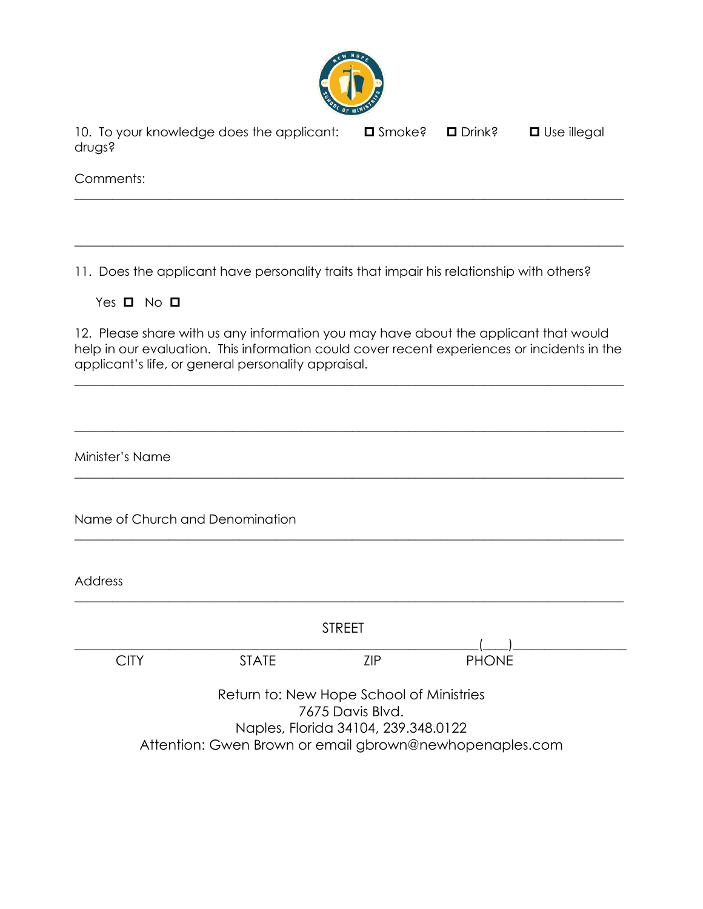10. To your knowledge does the applicant: ☐ Smoke? ☐ Drink? ☐ Use illegal drugs?

Comments:

_______________________________________________________________________________

_______________________________________________________________________________

11. Does the applicant have personality traits that impair his relationship with others?

Yes ☐ No ☐

12. Please share with us any information you may have about the applicant that would help in our evaluation. This information could cover recent experiences or incidents in the applicant's life, or general personality appraisal.

_______________________________________________________________________________

_______________________________________________________________________________

Minister's Name

_______________________________________________________________________________

Name of Church and Denomination

_______________________________________________________________________________

Address

_______________________________________________________________________________

STREET

_______________________________________________________________(____)________________

CITY STATE ZIP PHONE

Return to: New Hope School of Ministries
7675 Davis Blvd.
Naples, Florida 34104, 239.348.0122
Attention: Gwen Brown or email gbrown@newhopenaples.com